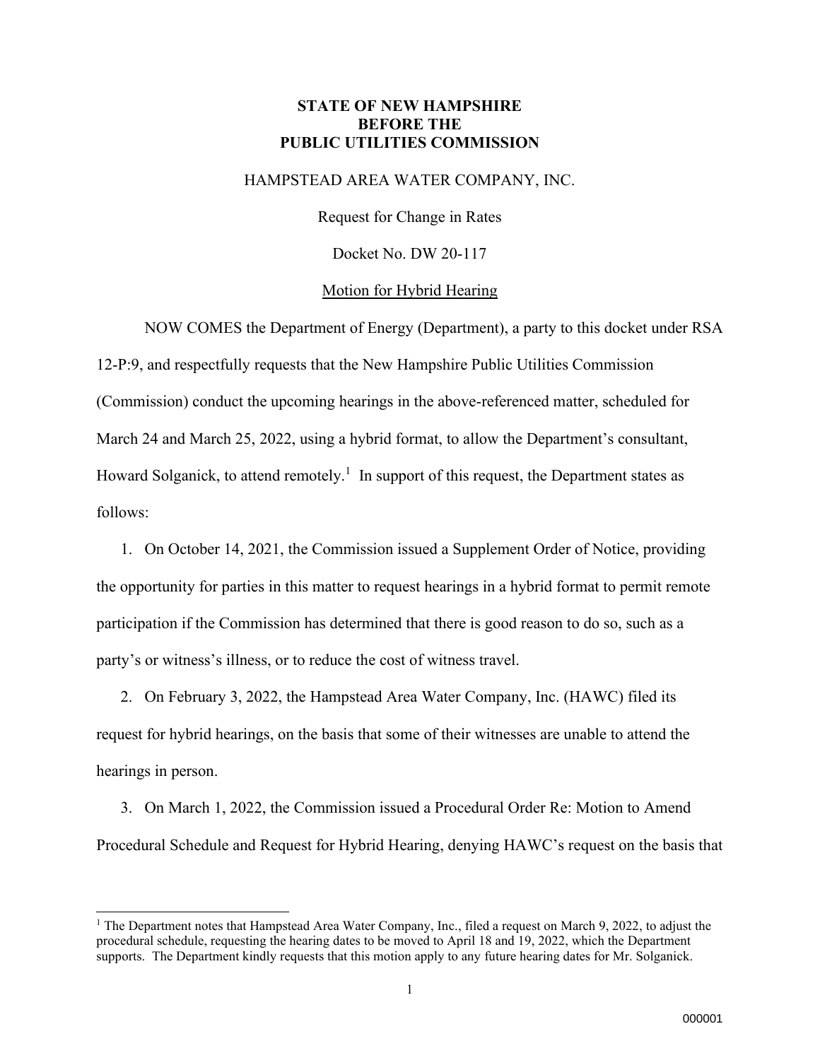**STATE OF NEW HAMPSHIRE**
**BEFORE THE**
**PUBLIC UTILITIES COMMISSION**

HAMPSTEAD AREA WATER COMPANY, INC.

Request for Change in Rates

Docket No. DW 20-117

Motion for Hybrid Hearing

NOW COMES the Department of Energy (Department), a party to this docket under RSA 12-P:9, and respectfully requests that the New Hampshire Public Utilities Commission (Commission) conduct the upcoming hearings in the above-referenced matter, scheduled for March 24 and March 25, 2022, using a hybrid format, to allow the Department's consultant, Howard Solganick, to attend remotely.[1] In support of this request, the Department states as follows:

1. On October 14, 2021, the Commission issued a Supplement Order of Notice, providing the opportunity for parties in this matter to request hearings in a hybrid format to permit remote participation if the Commission has determined that there is good reason to do so, such as a party's or witness's illness, or to reduce the cost of witness travel.
2. On February 3, 2022, the Hampstead Area Water Company, Inc. (HAWC) filed its request for hybrid hearings, on the basis that some of their witnesses are unable to attend the hearings in person.
3. On March 1, 2022, the Commission issued a Procedural Order Re: Motion to Amend Procedural Schedule and Request for Hybrid Hearing, denying HAWC's request on the basis that

[1] The Department notes that Hampstead Area Water Company, Inc., filed a request on March 9, 2022, to adjust the procedural schedule, requesting the hearing dates to be moved to April 18 and 19, 2022, which the Department supports. The Department kindly requests that this motion apply to any future hearing dates for Mr. Solganick.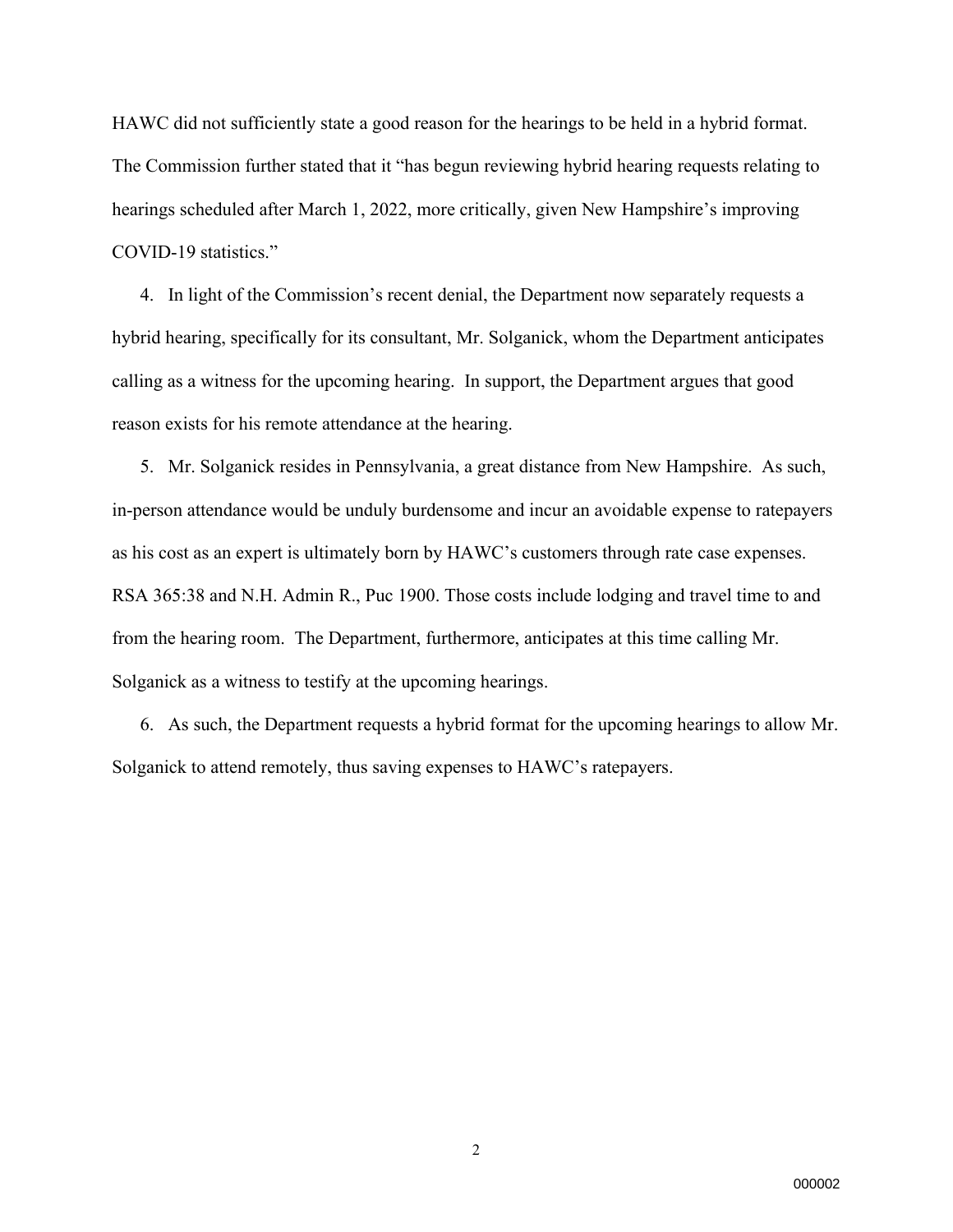HAWC did not sufficiently state a good reason for the hearings to be held in a hybrid format. The Commission further stated that it "has begun reviewing hybrid hearing requests relating to hearings scheduled after March 1, 2022, more critically, given New Hampshire's improving COVID-19 statistics."

4. In light of the Commission's recent denial, the Department now separately requests a hybrid hearing, specifically for its consultant, Mr. Solganick, whom the Department anticipates calling as a witness for the upcoming hearing. In support, the Department argues that good reason exists for his remote attendance at the hearing.

5. Mr. Solganick resides in Pennsylvania, a great distance from New Hampshire. As such, in-person attendance would be unduly burdensome and incur an avoidable expense to ratepayers as his cost as an expert is ultimately born by HAWC's customers through rate case expenses. RSA 365:38 and N.H. Admin R., Puc 1900. Those costs include lodging and travel time to and from the hearing room. The Department, furthermore, anticipates at this time calling Mr. Solganick as a witness to testify at the upcoming hearings.

6. As such, the Department requests a hybrid format for the upcoming hearings to allow Mr. Solganick to attend remotely, thus saving expenses to HAWC's ratepayers.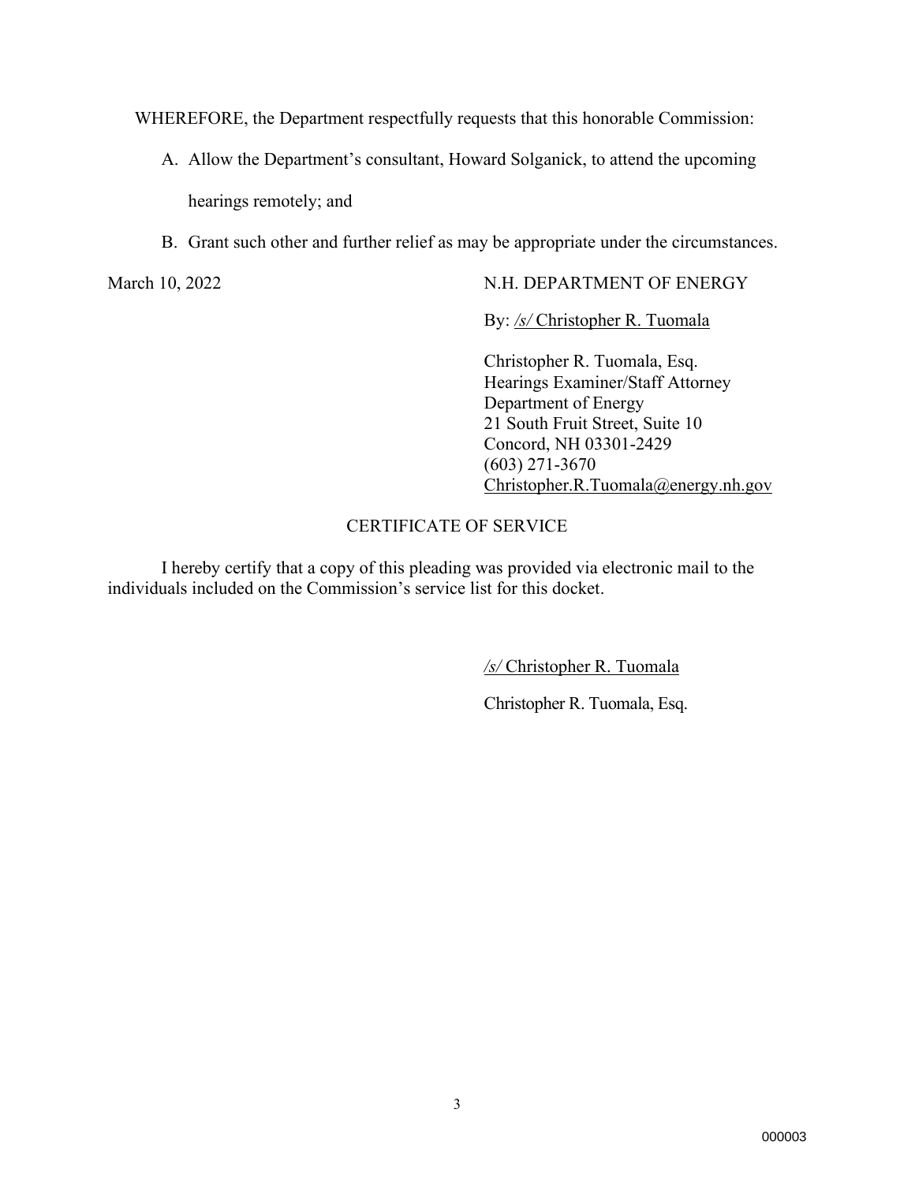WHEREFORE, the Department respectfully requests that this honorable Commission:

A. Allow the Department's consultant, Howard Solganick, to attend the upcoming hearings remotely; and

B. Grant such other and further relief as may be appropriate under the circumstances.

March 10, 2022

N.H. DEPARTMENT OF ENERGY

By: */s/* Christopher R. Tuomala

Christopher R. Tuomala, Esq.
Hearings Examiner/Staff Attorney
Department of Energy
21 South Fruit Street, Suite 10
Concord, NH 03301-2429
(603) 271-3670
Christopher.R.Tuomala@energy.nh.gov

CERTIFICATE OF SERVICE

I hereby certify that a copy of this pleading was provided via electronic mail to the individuals included on the Commission's service list for this docket.

*/s/* Christopher R. Tuomala

Christopher R. Tuomala, Esq.